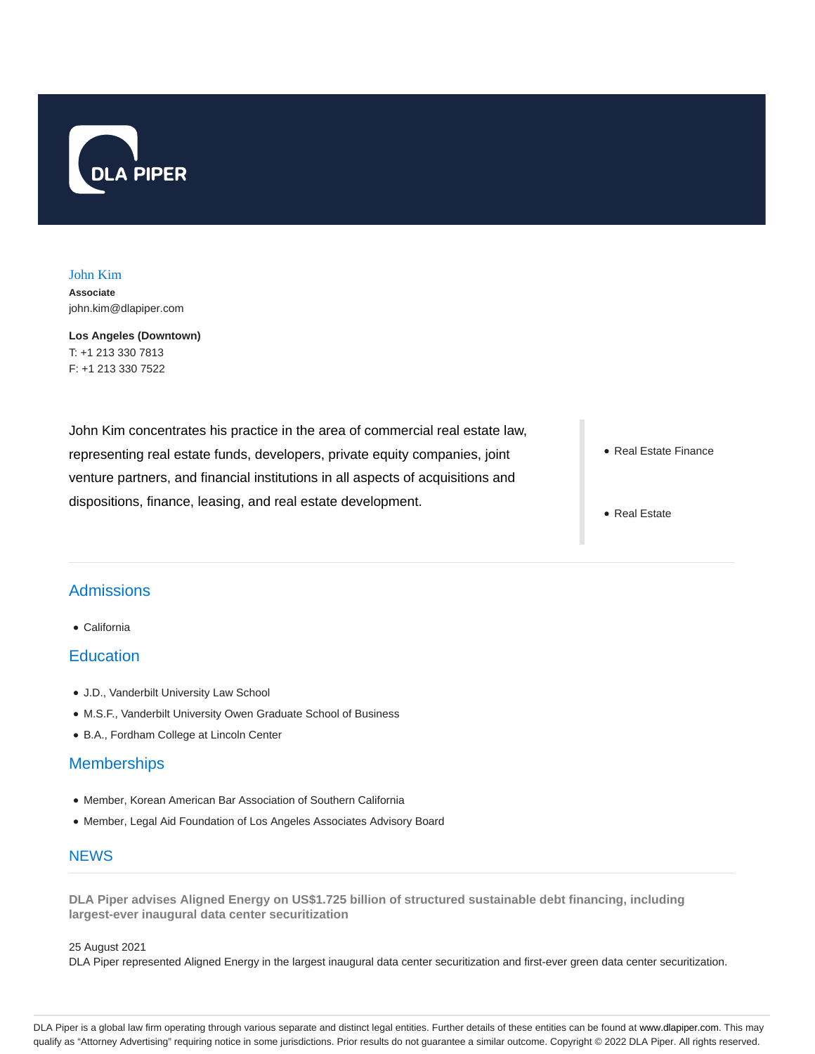DLA PIPER

# John Kim

**Associate**
john.kim@dlapiper.com

**Los Angeles (Downtown)**
T: +1 213 330 7813
F: +1 213 330 7522

John Kim concentrates his practice in the area of commercial real estate law, representing real estate funds, developers, private equity companies, joint venture partners, and financial institutions in all aspects of acquisitions and dispositions, finance, leasing, and real estate development.

- Real Estate Finance
- Real Estate

## Admissions

- California

## Education

- J.D., Vanderbilt University Law School
- M.S.F., Vanderbilt University Owen Graduate School of Business
- B.A., Fordham College at Lincoln Center

## Memberships

- Member, Korean American Bar Association of Southern California
- Member, Legal Aid Foundation of Los Angeles Associates Advisory Board

## NEWS

**DLA Piper advises Aligned Energy on US$1.725 billion of structured sustainable debt financing, including largest-ever inaugural data center securitization**

25 August 2021
DLA Piper represented Aligned Energy in the largest inaugural data center securitization and first-ever green data center securitization.

DLA Piper is a global law firm operating through various separate and distinct legal entities. Further details of these entities can be found at www.dlapiper.com. This may qualify as "Attorney Advertising" requiring notice in some jurisdictions. Prior results do not guarantee a similar outcome. Copyright © 2022 DLA Piper. All rights reserved.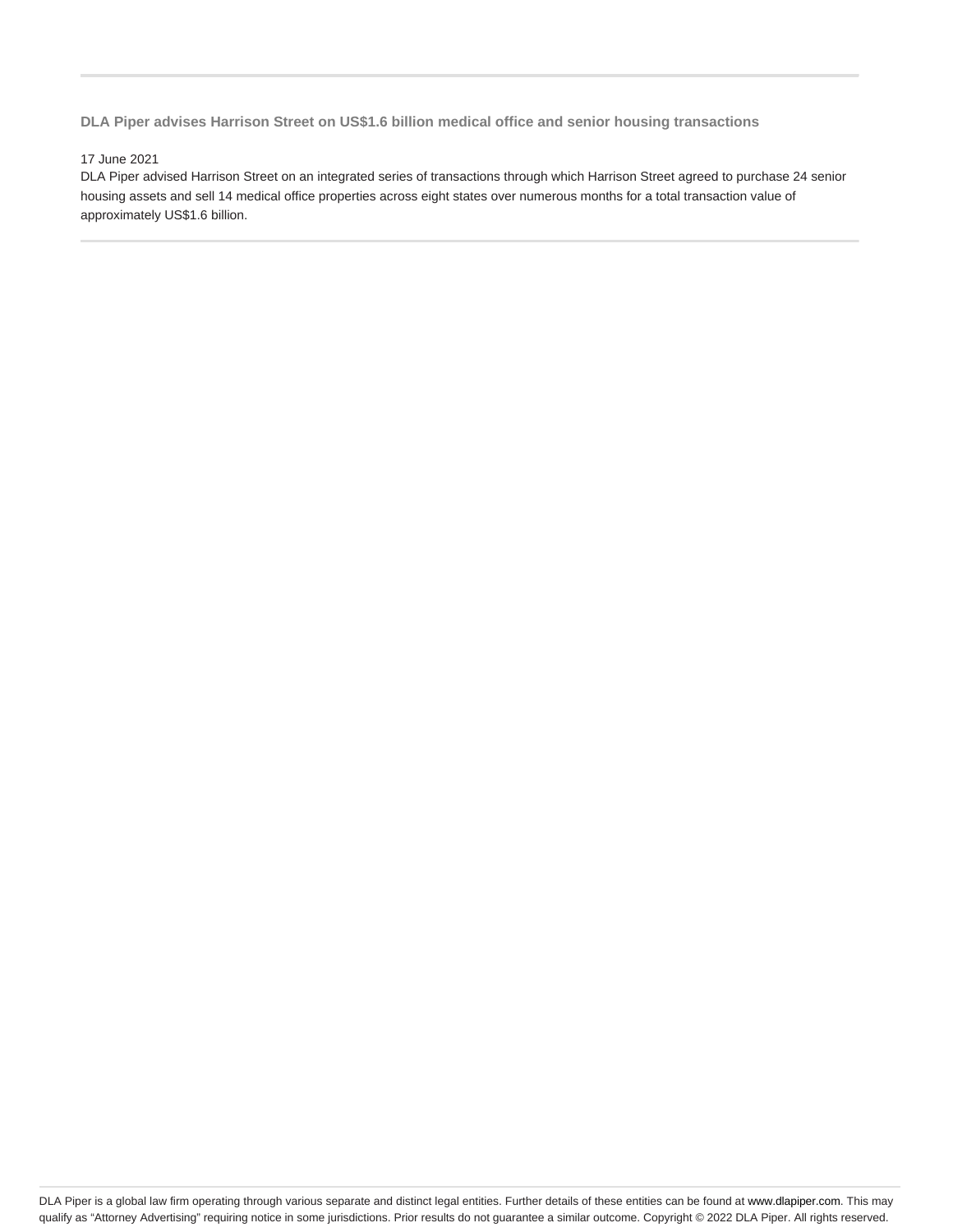**DLA Piper advises Harrison Street on US$1.6 billion medical office and senior housing transactions**

17 June 2021

DLA Piper advised Harrison Street on an integrated series of transactions through which Harrison Street agreed to purchase 24 senior housing assets and sell 14 medical office properties across eight states over numerous months for a total transaction value of approximately US$1.6 billion.

DLA Piper is a global law firm operating through various separate and distinct legal entities. Further details of these entities can be found at www.dlapiper.com. This may qualify as "Attorney Advertising" requiring notice in some jurisdictions. Prior results do not guarantee a similar outcome. Copyright © 2022 DLA Piper. All rights reserved.